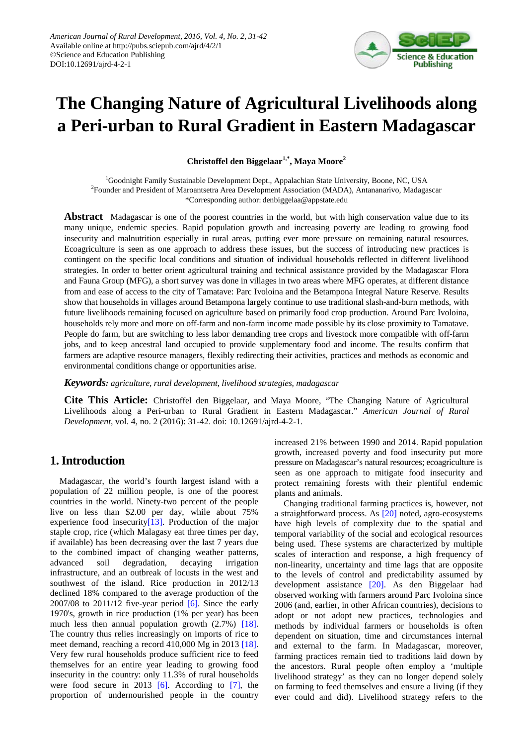American Journal of Rural Development, 2016, Vol. 4, No. 2, 31-42
Available online at http://pubs.sciepub.com/ajrd/4/2/1
©Science and Education Publishing
DOI:10.12691/ajrd-4-2-1

# The Changing Nature of Agricultural Livelihoods along a Peri-urban to Rural Gradient in Eastern Madagascar

**Christoffel den Biggelaar[1,*], Maya Moore[2]**

[1]Goodnight Family Sustainable Development Dept., Appalachian State University, Boone, NC, USA
[2]Founder and President of Maroantsetra Area Development Association (MADA), Antananarivo, Madagascar
*Corresponding author: denbiggelaa@appstate.edu

**Abstract** Madagascar is one of the poorest countries in the world, but with high conservation value due to its many unique, endemic species. Rapid population growth and increasing poverty are leading to growing food insecurity and malnutrition especially in rural areas, putting ever more pressure on remaining natural resources. Ecoagriculture is seen as one approach to address these issues, but the success of introducing new practices is contingent on the specific local conditions and situation of individual households reflected in different livelihood strategies. In order to better orient agricultural training and technical assistance provided by the Madagascar Flora and Fauna Group (MFG), a short survey was done in villages in two areas where MFG operates, at different distance from and ease of access to the city of Tamatave: Parc Ivoloina and the Betampona Integral Nature Reserve. Results show that households in villages around Betampona largely continue to use traditional slash-and-burn methods, with future livelihoods remaining focused on agriculture based on primarily food crop production. Around Parc Ivoloina, households rely more and more on off-farm and non-farm income made possible by its close proximity to Tamatave. People do farm, but are switching to less labor demanding tree crops and livestock more compatible with off-farm jobs, and to keep ancestral land occupied to provide supplementary food and income. The results confirm that farmers are adaptive resource managers, flexibly redirecting their activities, practices and methods as economic and environmental conditions change or opportunities arise.

***Keywords:*** *agriculture, rural development, livelihood strategies, madagascar*

**Cite This Article:** Christoffel den Biggelaar, and Maya Moore, "The Changing Nature of Agricultural Livelihoods along a Peri-urban to Rural Gradient in Eastern Madagascar." *American Journal of Rural Development*, vol. 4, no. 2 (2016): 31-42. doi: 10.12691/ajrd-4-2-1.

## 1. Introduction

Madagascar, the world's fourth largest island with a population of 22 million people, is one of the poorest countries in the world. Ninety-two percent of the people live on less than $2.00 per day, while about 75% experience food insecurity[13]. Production of the major staple crop, rice (which Malagasy eat three times per day, if available) has been decreasing over the last 7 years due to the combined impact of changing weather patterns, advanced soil degradation, decaying irrigation infrastructure, and an outbreak of locusts in the west and southwest of the island. Rice production in 2012/13 declined 18% compared to the average production of the 2007/08 to 2011/12 five-year period [6]. Since the early 1970's, growth in rice production (1% per year) has been much less then annual population growth (2.7%) [18]. The country thus relies increasingly on imports of rice to meet demand, reaching a record 410,000 Mg in 2013 [18]. Very few rural households produce sufficient rice to feed themselves for an entire year leading to growing food insecurity in the country: only 11.3% of rural households were food secure in 2013 [6]. According to [7], the proportion of undernourished people in the country increased 21% between 1990 and 2014. Rapid population growth, increased poverty and food insecurity put more pressure on Madagascar's natural resources; ecoagriculture is seen as one approach to mitigate food insecurity and protect remaining forests with their plentiful endemic plants and animals.

Changing traditional farming practices is, however, not a straightforward process. As [20] noted, agro-ecosystems have high levels of complexity due to the spatial and temporal variability of the social and ecological resources being used. These systems are characterized by multiple scales of interaction and response, a high frequency of non-linearity, uncertainty and time lags that are opposite to the levels of control and predictability assumed by development assistance [20]. As den Biggelaar had observed working with farmers around Parc Ivoloina since 2006 (and, earlier, in other African countries), decisions to adopt or not adopt new practices, technologies and methods by individual farmers or households is often dependent on situation, time and circumstances internal and external to the farm. In Madagascar, moreover, farming practices remain tied to traditions laid down by the ancestors. Rural people often employ a 'multiple livelihood strategy' as they can no longer depend solely on farming to feed themselves and ensure a living (if they ever could and did). Livelihood strategy refers to the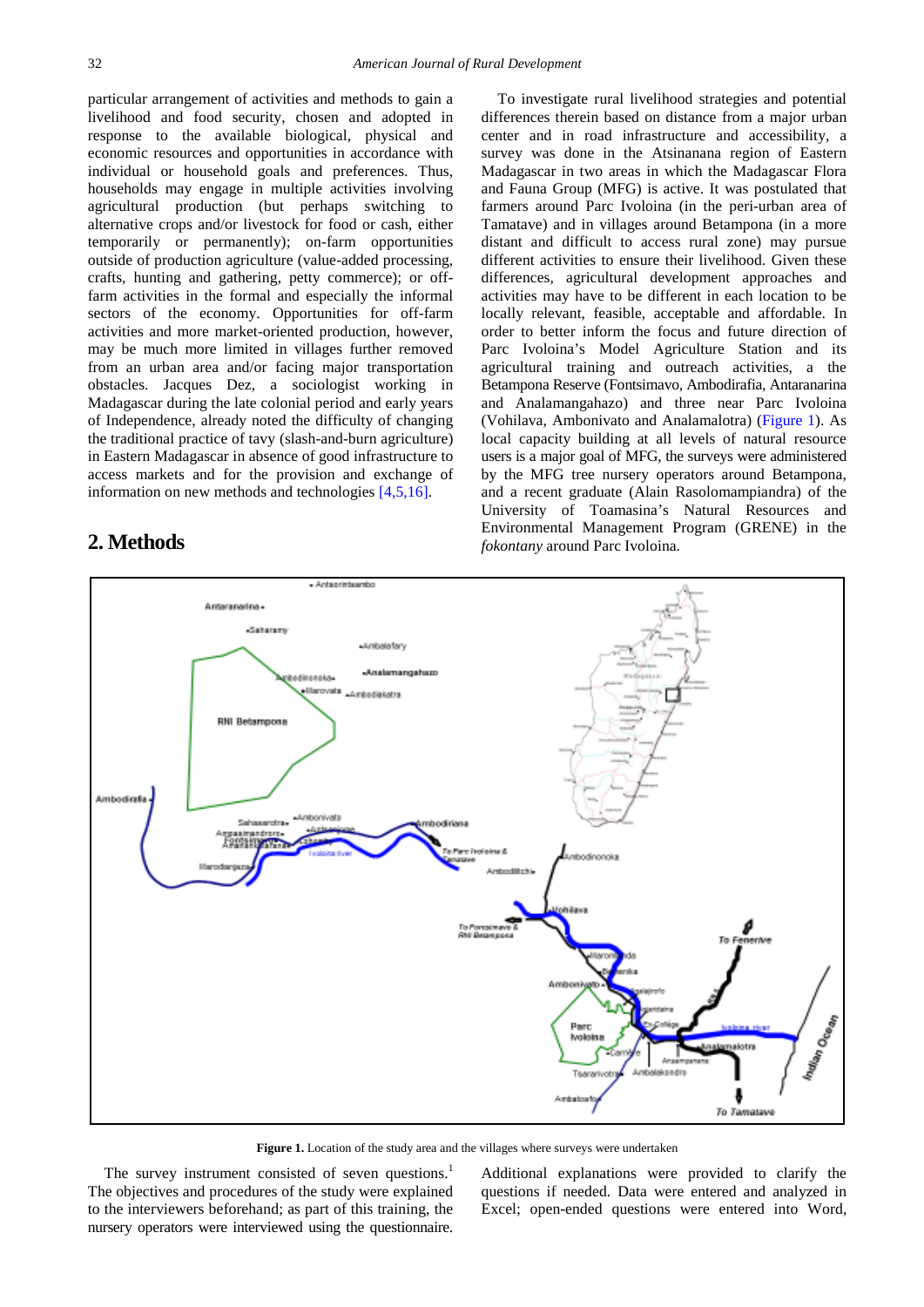particular arrangement of activities and methods to gain a livelihood and food security, chosen and adopted in response to the available biological, physical and economic resources and opportunities in accordance with individual or household goals and preferences. Thus, households may engage in multiple activities involving agricultural production (but perhaps switching to alternative crops and/or livestock for food or cash, either temporarily or permanently); on-farm opportunities outside of production agriculture (value-added processing, crafts, hunting and gathering, petty commerce); or off-farm activities in the formal and especially the informal sectors of the economy. Opportunities for off-farm activities and more market-oriented production, however, may be much more limited in villages further removed from an urban area and/or facing major transportation obstacles. Jacques Dez, a sociologist working in Madagascar during the late colonial period and early years of Independence, already noted the difficulty of changing the traditional practice of tavy (slash-and-burn agriculture) in Eastern Madagascar in absence of good infrastructure to access markets and for the provision and exchange of information on new methods and technologies [4,5,16].

## 2. Methods

To investigate rural livelihood strategies and potential differences therein based on distance from a major urban center and in road infrastructure and accessibility, a survey was done in the Atsinanana region of Eastern Madagascar in two areas in which the Madagascar Flora and Fauna Group (MFG) is active. It was postulated that farmers around Parc Ivoloina (in the peri-urban area of Tamatave) and in villages around Betampona (in a more distant and difficult to access rural zone) may pursue different activities to ensure their livelihood. Given these differences, agricultural development approaches and activities may have to be different in each location to be locally relevant, feasible, acceptable and affordable. In order to better inform the focus and future direction of Parc Ivoloina's Model Agriculture Station and its agricultural training and outreach activities, a the Betampona Reserve (Fontsimavo, Ambodirafia, Antaranarina and Analamangahazo) and three near Parc Ivoloina (Vohilava, Ambonivato and Analamalotra) (Figure 1). As local capacity building at all levels of natural resource users is a major goal of MFG, the surveys were administered by the MFG tree nursery operators around Betampona, and a recent graduate (Alain Rasolomampiandra) of the University of Toamasina's Natural Resources and Environmental Management Program (GRENE) in the *fokontany* around Parc Ivoloina.

**Figure 1.** Location of the study area and the villages where surveys were undertaken

The survey instrument consisted of seven questions.[1] The objectives and procedures of the study were explained to the interviewers beforehand; as part of this training, the nursery operators were interviewed using the questionnaire. Additional explanations were provided to clarify the questions if needed. Data were entered and analyzed in Excel; open-ended questions were entered into Word,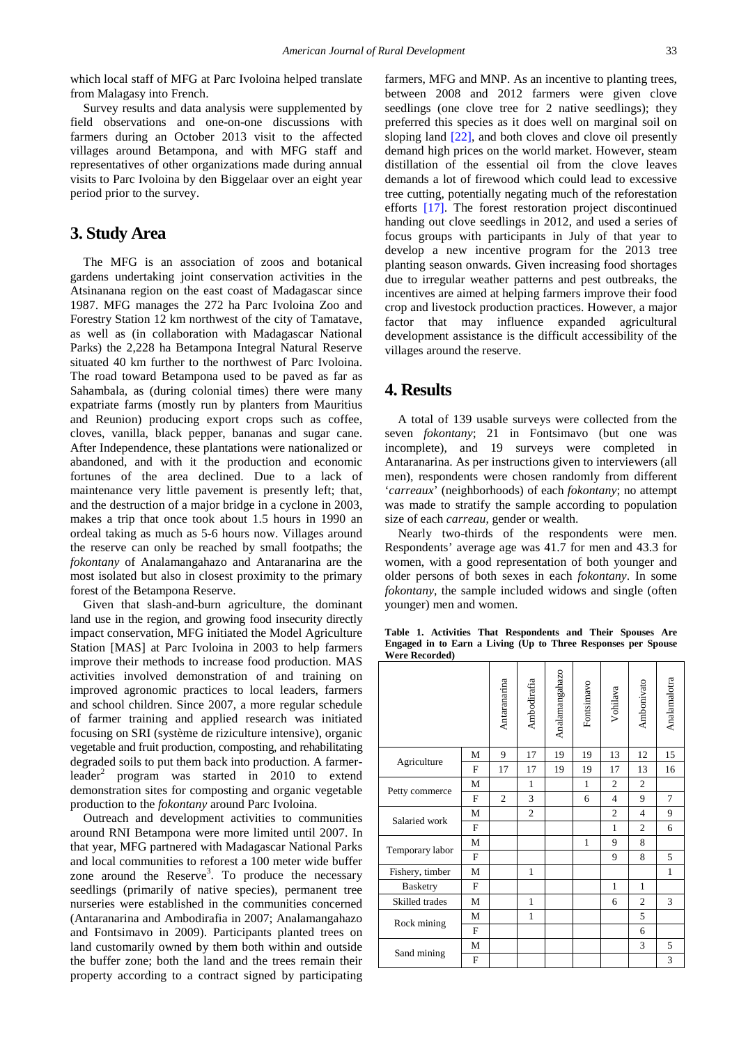which local staff of MFG at Parc Ivoloina helped translate from Malagasy into French.

Survey results and data analysis were supplemented by field observations and one-on-one discussions with farmers during an October 2013 visit to the affected villages around Betampona, and with MFG staff and representatives of other organizations made during annual visits to Parc Ivoloina by den Biggelaar over an eight year period prior to the survey.

## 3. Study Area

The MFG is an association of zoos and botanical gardens undertaking joint conservation activities in the Atsinanana region on the east coast of Madagascar since 1987. MFG manages the 272 ha Parc Ivoloina Zoo and Forestry Station 12 km northwest of the city of Tamatave, as well as (in collaboration with Madagascar National Parks) the 2,228 ha Betampona Integral Natural Reserve situated 40 km further to the northwest of Parc Ivoloina. The road toward Betampona used to be paved as far as Sahambala, as (during colonial times) there were many expatriate farms (mostly run by planters from Mauritius and Reunion) producing export crops such as coffee, cloves, vanilla, black pepper, bananas and sugar cane. After Independence, these plantations were nationalized or abandoned, and with it the production and economic fortunes of the area declined. Due to a lack of maintenance very little pavement is presently left; that, and the destruction of a major bridge in a cyclone in 2003, makes a trip that once took about 1.5 hours in 1990 an ordeal taking as much as 5-6 hours now. Villages around the reserve can only be reached by small footpaths; the *fokontany* of Analamangahazo and Antaranarina are the most isolated but also in closest proximity to the primary forest of the Betampona Reserve.

Given that slash-and-burn agriculture, the dominant land use in the region, and growing food insecurity directly impact conservation, MFG initiated the Model Agriculture Station [MAS] at Parc Ivoloina in 2003 to help farmers improve their methods to increase food production. MAS activities involved demonstration of and training on improved agronomic practices to local leaders, farmers and school children. Since 2007, a more regular schedule of farmer training and applied research was initiated focusing on SRI (système de riziculture intensive), organic vegetable and fruit production, composting, and rehabilitating degraded soils to put them back into production. A farmer-leader[2] program was started in 2010 to extend demonstration sites for composting and organic vegetable production to the *fokontany* around Parc Ivoloina.

Outreach and development activities to communities around RNI Betampona were more limited until 2007. In that year, MFG partnered with Madagascar National Parks and local communities to reforest a 100 meter wide buffer zone around the Reserve[3]. To produce the necessary seedlings (primarily of native species), permanent tree nurseries were established in the communities concerned (Antaranarina and Ambodirafia in 2007; Analamangahazo and Fontsimavo in 2009). Participants planted trees on land customarily owned by them both within and outside the buffer zone; both the land and the trees remain their property according to a contract signed by participating farmers, MFG and MNP. As an incentive to planting trees, between 2008 and 2012 farmers were given clove seedlings (one clove tree for 2 native seedlings); they preferred this species as it does well on marginal soil on sloping land [22], and both cloves and clove oil presently demand high prices on the world market. However, steam distillation of the essential oil from the clove leaves demands a lot of firewood which could lead to excessive tree cutting, potentially negating much of the reforestation efforts [17]. The forest restoration project discontinued handing out clove seedlings in 2012, and used a series of focus groups with participants in July of that year to develop a new incentive program for the 2013 tree planting season onwards. Given increasing food shortages due to irregular weather patterns and pest outbreaks, the incentives are aimed at helping farmers improve their food crop and livestock production practices. However, a major factor that may influence expanded agricultural development assistance is the difficult accessibility of the villages around the reserve.

## 4. Results

A total of 139 usable surveys were collected from the seven *fokontany*; 21 in Fontsimavo (but one was incomplete), and 19 surveys were completed in Antaranarina. As per instructions given to interviewers (all men), respondents were chosen randomly from different '*carreaux*' (neighborhoods) of each *fokontany*; no attempt was made to stratify the sample according to population size of each *carreau*, gender or wealth.

Nearly two-thirds of the respondents were men. Respondents' average age was 41.7 for men and 43.3 for women, with a good representation of both younger and older persons of both sexes in each *fokontany*. In some *fokontany*, the sample included widows and single (often younger) men and women.

**Table 1. Activities That Respondents and Their Spouses Are Engaged in to Earn a Living (Up to Three Responses per Spouse Were Recorded)**

| | | Antaranarina | Ambodirafia | Analamangahazo | Fontsimavo | Vohilava | Ambonivato | Analamalotra |
|---|---|---|---|---|---|---|---|---|
| Agriculture | M | 9 | 17 | 19 | 19 | 13 | 12 | 15 |
| | F | 17 | 17 | 19 | 19 | 17 | 13 | 16 |
| Petty commerce | M | | 1 | | 1 | 2 | 2 | |
| | F | 2 | 3 | | 6 | 4 | 9 | 7 |
| Salaried work | M | | 2 | | | 2 | 4 | 9 |
| | F | | | | | 1 | 2 | 6 |
| Temporary labor | M | | | | 1 | 9 | 8 | |
| | F | | | | | 9 | 8 | 5 |
| Fishery, timber | M | | 1 | | | | | 1 |
| Basketry | F | | | | | 1 | 1 | |
| Skilled trades | M | | 1 | | | 6 | 2 | 3 |
| Rock mining | M | | 1 | | | | 5 | |
| | F | | | | | | 6 | |
| Sand mining | M | | | | | | 3 | 5 |
| | F | | | | | | | 3 |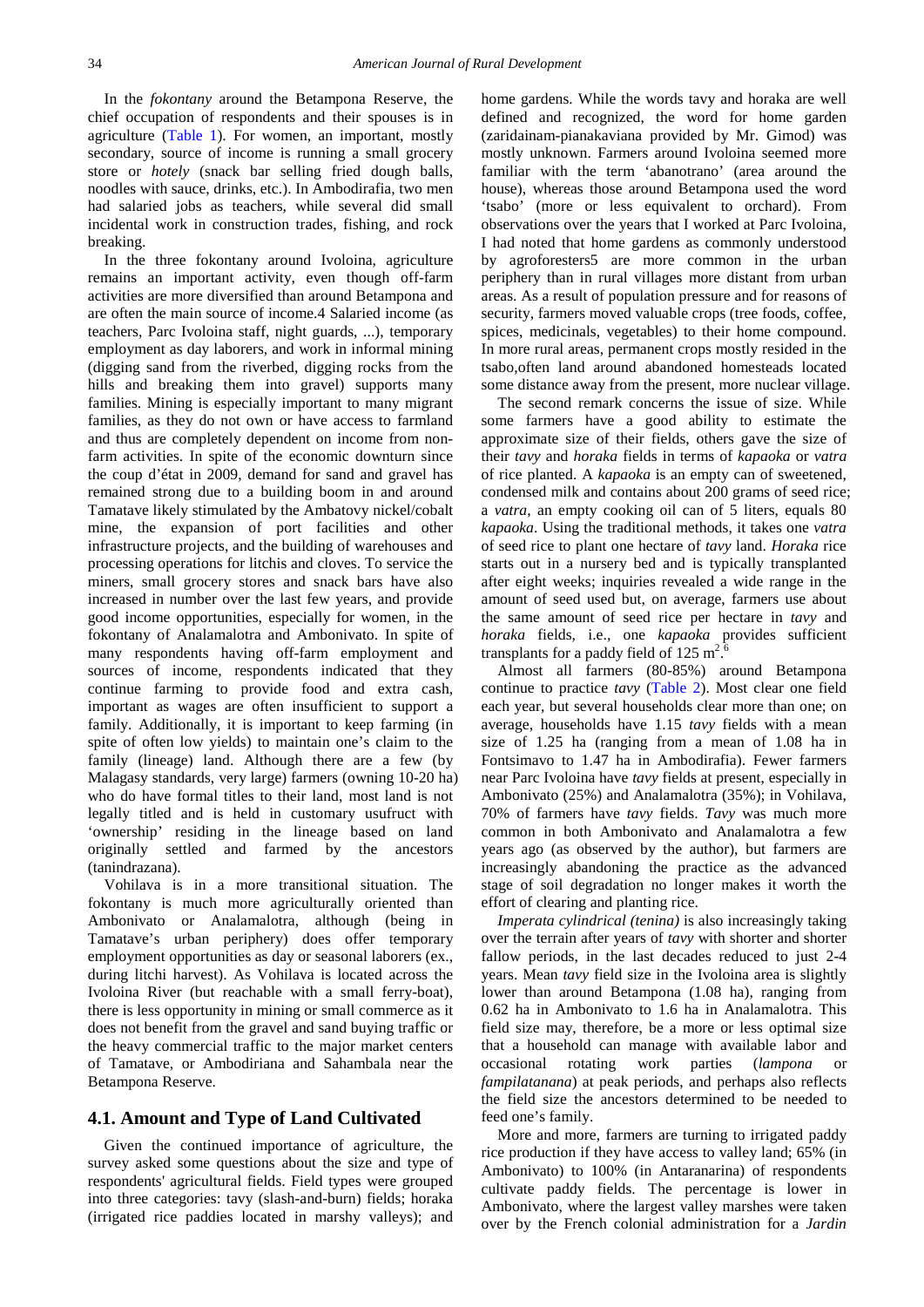In the *fokontany* around the Betampona Reserve, the chief occupation of respondents and their spouses is in agriculture (Table 1). For women, an important, mostly secondary, source of income is running a small grocery store or *hotely* (snack bar selling fried dough balls, noodles with sauce, drinks, etc.). In Ambodirafia, two men had salaried jobs as teachers, while several did small incidental work in construction trades, fishing, and rock breaking.

In the three fokontany around Ivoloina, agriculture remains an important activity, even though off-farm activities are more diversified than around Betampona and are often the main source of income.[4] Salaried income (as teachers, Parc Ivoloina staff, night guards, ...), temporary employment as day laborers, and work in informal mining (digging sand from the riverbed, digging rocks from the hills and breaking them into gravel) supports many families. Mining is especially important to many migrant families, as they do not own or have access to farmland and thus are completely dependent on income from non-farm activities. In spite of the economic downturn since the coup d'état in 2009, demand for sand and gravel has remained strong due to a building boom in and around Tamatave likely stimulated by the Ambatovy nickel/cobalt mine, the expansion of port facilities and other infrastructure projects, and the building of warehouses and processing operations for litchis and cloves. To service the miners, small grocery stores and snack bars have also increased in number over the last few years, and provide good income opportunities, especially for women, in the fokontany of Analamalotra and Ambonivato. In spite of many respondents having off-farm employment and sources of income, respondents indicated that they continue farming to provide food and extra cash, important as wages are often insufficient to support a family. Additionally, it is important to keep farming (in spite of often low yields) to maintain one's claim to the family (lineage) land. Although there are a few (by Malagasy standards, very large) farmers (owning 10-20 ha) who do have formal titles to their land, most land is not legally titled and is held in customary usufruct with 'ownership' residing in the lineage based on land originally settled and farmed by the ancestors (tanindrazana).

Vohilava is in a more transitional situation. The fokontany is much more agriculturally oriented than Ambonivato or Analamalotra, although (being in Tamatave's urban periphery) does offer temporary employment opportunities as day or seasonal laborers (ex., during litchi harvest). As Vohilava is located across the Ivoloina River (but reachable with a small ferry-boat), there is less opportunity in mining or small commerce as it does not benefit from the gravel and sand buying traffic or the heavy commercial traffic to the major market centers of Tamatave, or Ambodiriana and Sahambala near the Betampona Reserve.

## 4.1. Amount and Type of Land Cultivated

Given the continued importance of agriculture, the survey asked some questions about the size and type of respondents' agricultural fields. Field types were grouped into three categories: tavy (slash-and-burn) fields; horaka (irrigated rice paddies located in marshy valleys); and home gardens. While the words tavy and horaka are well defined and recognized, the word for home garden (zaridainam-pianakaviana provided by Mr. Gimod) was mostly unknown. Farmers around Ivoloina seemed more familiar with the term 'abanotrano' (area around the house), whereas those around Betampona used the word 'tsabo' (more or less equivalent to orchard). From observations over the years that I worked at Parc Ivoloina, I had noted that home gardens as commonly understood by agroforesters[5] are more common in the urban periphery than in rural villages more distant from urban areas. As a result of population pressure and for reasons of security, farmers moved valuable crops (tree foods, coffee, spices, medicinals, vegetables) to their home compound. In more rural areas, permanent crops mostly resided in the tsabo,often land around abandoned homesteads located some distance away from the present, more nuclear village.

The second remark concerns the issue of size. While some farmers have a good ability to estimate the approximate size of their fields, others gave the size of their *tavy* and *horaka* fields in terms of *kapaoka* or *vatra* of rice planted. A *kapaoka* is an empty can of sweetened, condensed milk and contains about 200 grams of seed rice; a *vatra*, an empty cooking oil can of 5 liters, equals 80 *kapaoka*. Using the traditional methods, it takes one *vatra* of seed rice to plant one hectare of *tavy* land. *Horaka* rice starts out in a nursery bed and is typically transplanted after eight weeks; inquiries revealed a wide range in the amount of seed used but, on average, farmers use about the same amount of seed rice per hectare in *tavy* and *horaka* fields, i.e., one *kapaoka* provides sufficient transplants for a paddy field of 125 m$^2$.[6]

Almost all farmers (80-85%) around Betampona continue to practice *tavy* (Table 2). Most clear one field each year, but several households clear more than one; on average, households have 1.15 *tavy* fields with a mean size of 1.25 ha (ranging from a mean of 1.08 ha in Fontsimavo to 1.47 ha in Ambodirafia). Fewer farmers near Parc Ivoloina have *tavy* fields at present, especially in Ambonivato (25%) and Analamalotra (35%); in Vohilava, 70% of farmers have *tavy* fields. *Tavy* was much more common in both Ambonivato and Analamalotra a few years ago (as observed by the author), but farmers are increasingly abandoning the practice as the advanced stage of soil degradation no longer makes it worth the effort of clearing and planting rice.

*Imperata cylindrical (tenina)* is also increasingly taking over the terrain after years of *tavy* with shorter and shorter fallow periods, in the last decades reduced to just 2-4 years. Mean *tavy* field size in the Ivoloina area is slightly lower than around Betampona (1.08 ha), ranging from 0.62 ha in Ambonivato to 1.6 ha in Analamalotra. This field size may, therefore, be a more or less optimal size that a household can manage with available labor and occasional rotating work parties (*lampona* or *fampilatanana*) at peak periods, and perhaps also reflects the field size the ancestors determined to be needed to feed one's family.

More and more, farmers are turning to irrigated paddy rice production if they have access to valley land; 65% (in Ambonivato) to 100% (in Antaranarina) of respondents cultivate paddy fields. The percentage is lower in Ambonivato, where the largest valley marshes were taken over by the French colonial administration for a *Jardin*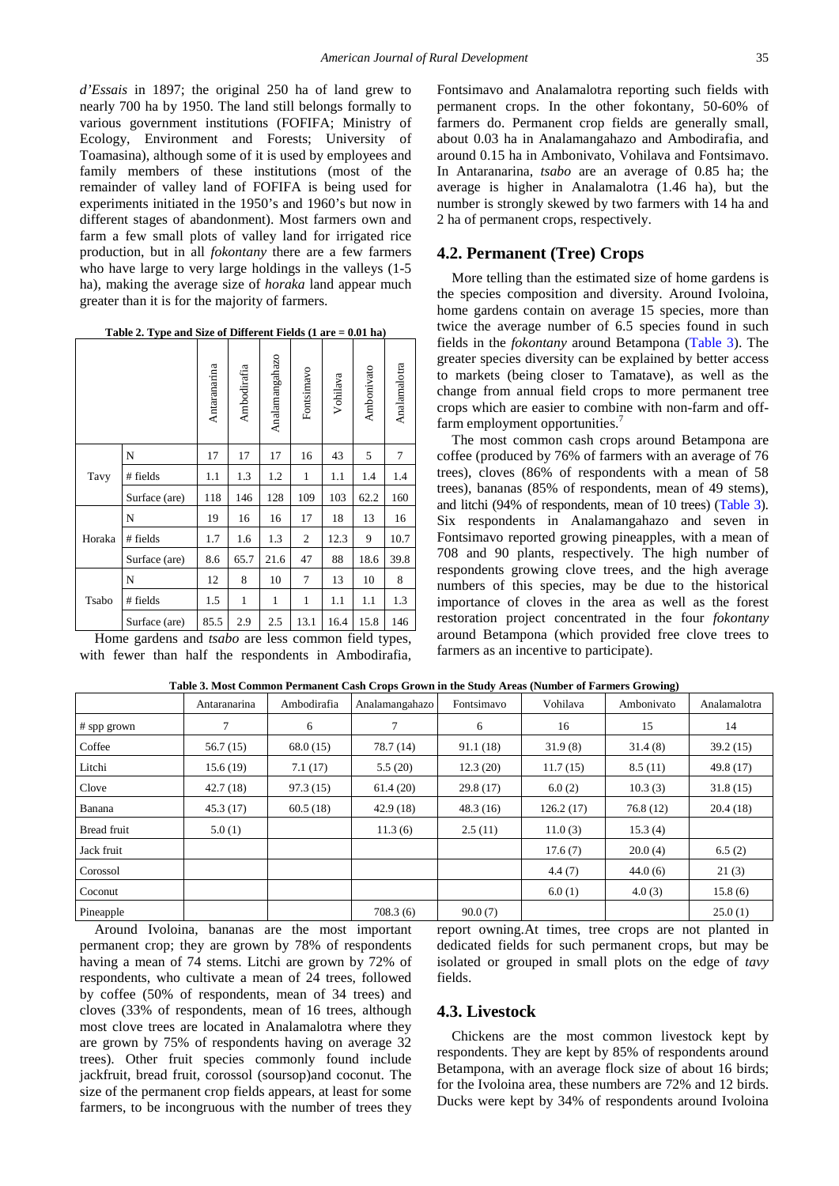*d'Essais* in 1897; the original 250 ha of land grew to nearly 700 ha by 1950. The land still belongs formally to various government institutions (FOFIFA; Ministry of Ecology, Environment and Forests; University of Toamasina), although some of it is used by employees and family members of these institutions (most of the remainder of valley land of FOFIFA is being used for experiments initiated in the 1950's and 1960's but now in different stages of abandonment). Most farmers own and farm a few small plots of valley land for irrigated rice production, but in all *fokontany* there are a few farmers who have large to very large holdings in the valleys (1-5 ha), making the average size of *horaka* land appear much greater than it is for the majority of farmers.

**Table 2. Type and Size of Different Fields (1 are = 0.01 ha)**

| | | Antaranarina | Ambodirafia | Analamangahazo | Fontsimavo | Vohilava | Ambonivato | Analamalotra |
|---|---|---|---|---|---|---|---|---|
| Tavy | N | 17 | 17 | 17 | 16 | 43 | 5 | 7 |
| | # fields | 1.1 | 1.3 | 1.2 | 1 | 1.1 | 1.4 | 1.4 |
| | Surface (are) | 118 | 146 | 128 | 109 | 103 | 62.2 | 160 |
| Horaka | N | 19 | 16 | 16 | 17 | 18 | 13 | 16 |
| | # fields | 1.7 | 1.6 | 1.3 | 2 | 12.3 | 9 | 10.7 |
| | Surface (are) | 8.6 | 65.7 | 21.6 | 47 | 88 | 18.6 | 39.8 |
| Tsabo | N | 12 | 8 | 10 | 7 | 13 | 10 | 8 |
| | # fields | 1.5 | 1 | 1 | 1 | 1.1 | 1.1 | 1.3 |
| | Surface (are) | 85.5 | 2.9 | 2.5 | 13.1 | 16.4 | 15.8 | 146 |

Home gardens and *tsabo* are less common field types, with fewer than half the respondents in Ambodirafia, Fontsimavo and Analamalotra reporting such fields with permanent crops. In the other fokontany, 50-60% of farmers do. Permanent crop fields are generally small, about 0.03 ha in Analamangahazo and Ambodirafia, and around 0.15 ha in Ambonivato, Vohilava and Fontsimavo. In Antaranarina, *tsabo* are an average of 0.85 ha; the average is higher in Analamalotra (1.46 ha), but the number is strongly skewed by two farmers with 14 ha and 2 ha of permanent crops, respectively.

## 4.2. Permanent (Tree) Crops

More telling than the estimated size of home gardens is the species composition and diversity. Around Ivoloina, home gardens contain on average 15 species, more than twice the average number of 6.5 species found in such fields in the *fokontany* around Betampona (Table 3). The greater species diversity can be explained by better access to markets (being closer to Tamatave), as well as the change from annual field crops to more permanent tree crops which are easier to combine with non-farm and off-farm employment opportunities.[7]

The most common cash crops around Betampona are coffee (produced by 76% of farmers with an average of 76 trees), cloves (86% of respondents with a mean of 58 trees), bananas (85% of respondents, mean of 49 stems), and litchi (94% of respondents, mean of 10 trees) (Table 3). Six respondents in Analamangahazo and seven in Fontsimavo reported growing pineapples, with a mean of 708 and 90 plants, respectively. The high number of respondents growing clove trees, and the high average numbers of this species, may be due to the historical importance of cloves in the area as well as the forest restoration project concentrated in the four *fokontany* around Betampona (which provided free clove trees to farmers as an incentive to participate).

**Table 3. Most Common Permanent Cash Crops Grown in the Study Areas (Number of Farmers Growing)**

| | Antaranarina | Ambodirafia | Analamangahazo | Fontsimavo | Vohilava | Ambonivato | Analamalotra |
|---|---|---|---|---|---|---|---|
| # spp grown | 7 | 6 | 7 | 6 | 16 | 15 | 14 |
| Coffee | 56.7 (15) | 68.0 (15) | 78.7 (14) | 91.1 (18) | 31.9 (8) | 31.4 (8) | 39.2 (15) |
| Litchi | 15.6 (19) | 7.1 (17) | 5.5 (20) | 12.3 (20) | 11.7 (15) | 8.5 (11) | 49.8 (17) |
| Clove | 42.7 (18) | 97.3 (15) | 61.4 (20) | 29.8 (17) | 6.0 (2) | 10.3 (3) | 31.8 (15) |
| Banana | 45.3 (17) | 60.5 (18) | 42.9 (18) | 48.3 (16) | 126.2 (17) | 76.8 (12) | 20.4 (18) |
| Bread fruit | 5.0 (1) | | 11.3 (6) | 2.5 (11) | 11.0 (3) | 15.3 (4) | |
| Jack fruit | | | | | 17.6 (7) | 20.0 (4) | 6.5 (2) |
| Corossol | | | | | 4.4 (7) | 44.0 (6) | 21 (3) |
| Coconut | | | | | 6.0 (1) | 4.0 (3) | 15.8 (6) |
| Pineapple | | | 708.3 (6) | 90.0 (7) | | | 25.0 (1) |

Around Ivoloina, bananas are the most important permanent crop; they are grown by 78% of respondents having a mean of 74 stems. Litchi are grown by 72% of respondents, who cultivate a mean of 24 trees, followed by coffee (50% of respondents, mean of 34 trees) and cloves (33% of respondents, mean of 16 trees, although most clove trees are located in Analamalotra where they are grown by 75% of respondents having on average 32 trees). Other fruit species commonly found include jackfruit, bread fruit, corossol (soursop)and coconut. The size of the permanent crop fields appears, at least for some farmers, to be incongruous with the number of trees they report owning.At times, tree crops are not planted in dedicated fields for such permanent crops, but may be isolated or grouped in small plots on the edge of *tavy* fields.

## 4.3. Livestock

Chickens are the most common livestock kept by respondents. They are kept by 85% of respondents around Betampona, with an average flock size of about 16 birds; for the Ivoloina area, these numbers are 72% and 12 birds. Ducks were kept by 34% of respondents around Ivoloina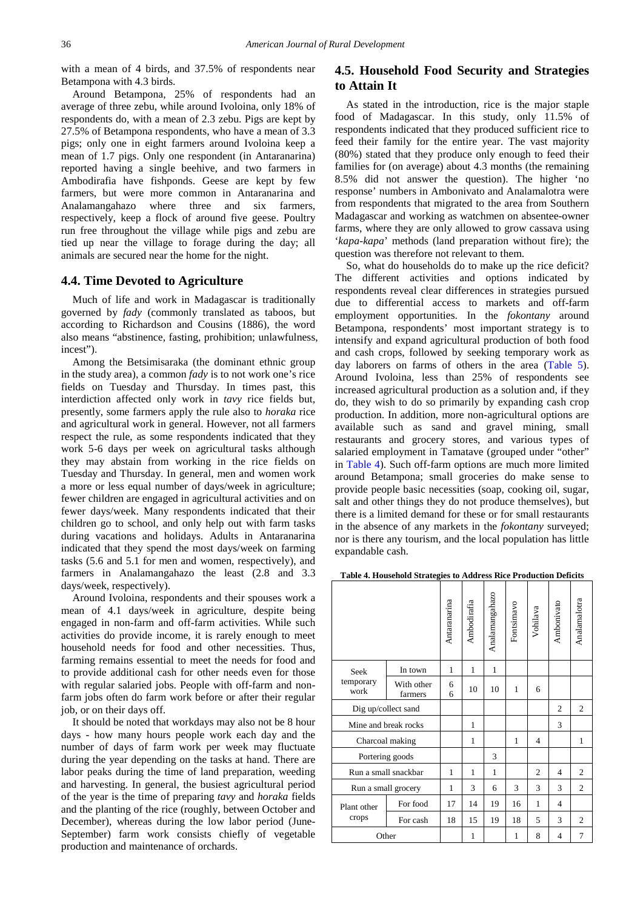with a mean of 4 birds, and 37.5% of respondents near Betampona with 4.3 birds.

Around Betampona, 25% of respondents had an average of three zebu, while around Ivoloina, only 18% of respondents do, with a mean of 2.3 zebu. Pigs are kept by 27.5% of Betampona respondents, who have a mean of 3.3 pigs; only one in eight farmers around Ivoloina keep a mean of 1.7 pigs. Only one respondent (in Antaranarina) reported having a single beehive, and two farmers in Ambodirafia have fishponds. Geese are kept by few farmers, but were more common in Antaranarina and Analamangahazo where three and six farmers, respectively, keep a flock of around five geese. Poultry run free throughout the village while pigs and zebu are tied up near the village to forage during the day; all animals are secured near the home for the night.

## 4.4. Time Devoted to Agriculture

Much of life and work in Madagascar is traditionally governed by *fady* (commonly translated as taboos, but according to Richardson and Cousins (1886), the word also means "abstinence, fasting, prohibition; unlawfulness, incest").

Among the Betsimisaraka (the dominant ethnic group in the study area), a common *fady* is to not work one's rice fields on Tuesday and Thursday. In times past, this interdiction affected only work in *tavy* rice fields but, presently, some farmers apply the rule also to *horaka* rice and agricultural work in general. However, not all farmers respect the rule, as some respondents indicated that they work 5-6 days per week on agricultural tasks although they may abstain from working in the rice fields on Tuesday and Thursday. In general, men and women work a more or less equal number of days/week in agriculture; fewer children are engaged in agricultural activities and on fewer days/week. Many respondents indicated that their children go to school, and only help out with farm tasks during vacations and holidays. Adults in Antaranarina indicated that they spend the most days/week on farming tasks (5.6 and 5.1 for men and women, respectively), and farmers in Analamangahazo the least (2.8 and 3.3 days/week, respectively).

Around Ivoloina, respondents and their spouses work a mean of 4.1 days/week in agriculture, despite being engaged in non-farm and off-farm activities. While such activities do provide income, it is rarely enough to meet household needs for food and other necessities. Thus, farming remains essential to meet the needs for food and to provide additional cash for other needs even for those with regular salaried jobs. People with off-farm and non-farm jobs often do farm work before or after their regular job, or on their days off.

It should be noted that workdays may also not be 8 hour days - how many hours people work each day and the number of days of farm work per week may fluctuate during the year depending on the tasks at hand. There are labor peaks during the time of land preparation, weeding and harvesting. In general, the busiest agricultural period of the year is the time of preparing *tavy* and *horaka* fields and the planting of the rice (roughly, between October and December), whereas during the low labor period (June-September) farm work consists chiefly of vegetable production and maintenance of orchards.

## 4.5. Household Food Security and Strategies to Attain It

As stated in the introduction, rice is the major staple food of Madagascar. In this study, only 11.5% of respondents indicated that they produced sufficient rice to feed their family for the entire year. The vast majority (80%) stated that they produce only enough to feed their families for (on average) about 4.3 months (the remaining 8.5% did not answer the question). The higher 'no response' numbers in Ambonivato and Analamalotra were from respondents that migrated to the area from Southern Madagascar and working as watchmen on absentee-owner farms, where they are only allowed to grow cassava using '*kapa-kapa*' methods (land preparation without fire); the question was therefore not relevant to them.

So, what do households do to make up the rice deficit? The different activities and options indicated by respondents reveal clear differences in strategies pursued due to differential access to markets and off-farm employment opportunities. In the *fokontany* around Betampona, respondents' most important strategy is to intensify and expand agricultural production of both food and cash crops, followed by seeking temporary work as day laborers on farms of others in the area (Table 5). Around Ivoloina, less than 25% of respondents see increased agricultural production as a solution and, if they do, they wish to do so primarily by expanding cash crop production. In addition, more non-agricultural options are available such as sand and gravel mining, small restaurants and grocery stores, and various types of salaried employment in Tamatave (grouped under "other" in Table 4). Such off-farm options are much more limited around Betampona; small groceries do make sense to provide people basic necessities (soap, cooking oil, sugar, salt and other things they do not produce themselves), but there is a limited demand for these or for small restaurants in the absence of any markets in the *fokontany* surveyed; nor is there any tourism, and the local population has little expandable cash.

**Table 4. Household Strategies to Address Rice Production Deficits**

| | | Antaranarina | Ambodirafia | Analamangahazo | Fontsimavo | Vohilava | Ambonivato | Analamalotra |
|---|---|---|---|---|---|---|---|---|
| Seek temporary work | In town | 1 | 1 | 1 | | | | |
| | With other farmers | 6 6 | 10 | 10 | 1 | 6 | | |
| Dig up/collect sand | | | | | | | 2 | 2 |
| Mine and break rocks | | | 1 | | | | 3 | |
| Charcoal making | | | 1 | | 1 | 4 | | 1 |
| Portering goods | | | | 3 | | | | |
| Run a small snackbar | | 1 | 1 | 1 | | 2 | 4 | 2 |
| Run a small grocery | | 1 | 3 | 6 | 3 | 3 | 3 | 2 |
| Plant other crops | For food | 17 | 14 | 19 | 16 | 1 | 4 | |
| | For cash | 18 | 15 | 19 | 18 | 5 | 3 | 2 |
| Other | | | 1 | | 1 | 8 | 4 | 7 |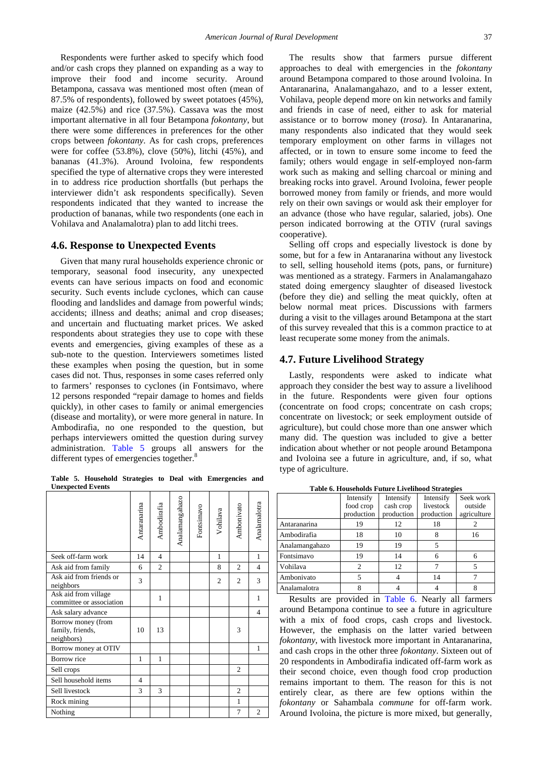Respondents were further asked to specify which food and/or cash crops they planned on expanding as a way to improve their food and income security. Around Betampona, cassava was mentioned most often (mean of 87.5% of respondents), followed by sweet potatoes (45%), maize (42.5%) and rice (37.5%). Cassava was the most important alternative in all four Betampona *fokontany*, but there were some differences in preferences for the other crops between *fokontany*. As for cash crops, preferences were for coffee (53.8%), clove (50%), litchi (45%), and bananas (41.3%). Around Ivoloina, few respondents specified the type of alternative crops they were interested in to address rice production shortfalls (but perhaps the interviewer didn't ask respondents specifically). Seven respondents indicated that they wanted to increase the production of bananas, while two respondents (one each in Vohilava and Analamalotra) plan to add litchi trees.

## 4.6. Response to Unexpected Events

Given that many rural households experience chronic or temporary, seasonal food insecurity, any unexpected events can have serious impacts on food and economic security. Such events include cyclones, which can cause flooding and landslides and damage from powerful winds; accidents; illness and deaths; animal and crop diseases; and uncertain and fluctuating market prices. We asked respondents about strategies they use to cope with these events and emergencies, giving examples of these as a sub-note to the question. Interviewers sometimes listed these examples when posing the question, but in some cases did not. Thus, responses in some cases referred only to farmers' responses to cyclones (in Fontsimavo, where 12 persons responded "repair damage to homes and fields quickly), in other cases to family or animal emergencies (disease and mortality), or were more general in nature. In Ambodirafia, no one responded to the question, but perhaps interviewers omitted the question during survey administration. Table 5 groups all answers for the different types of emergencies together.[8]

**Table 5. Household Strategies to Deal with Emergencies and Unexpected Events**

| | Antaranarina | Ambodirafia | Analamangahazo | Fontsimavo | Vohilava | Ambonivato | Analamalotra |
|---|---|---|---|---|---|---|---|
| Seek off-farm work | 14 | 4 | | | 1 | | 1 |
| Ask aid from family | 6 | 2 | | | 8 | 2 | 4 |
| Ask aid from friends or neighbors | 3 | | | | 2 | 2 | 3 |
| Ask aid from village committee or association | | 1 | | | | | 1 |
| Ask salary advance | | | | | | | 4 |
| Borrow money (from family, friends, neighbors) | 10 | 13 | | | | 3 | |
| Borrow money at OTIV | | | | | | | 1 |
| Borrow rice | 1 | 1 | | | | | |
| Sell crops | | | | | | 2 | |
| Sell household items | 4 | | | | | | |
| Sell livestock | 3 | 3 | | | | 2 | |
| Rock mining | | | | | | 1 | |
| Nothing | | | | | | 7 | 2 |

The results show that farmers pursue different approaches to deal with emergencies in the *fokontany* around Betampona compared to those around Ivoloina. In Antaranarina, Analamangahazo, and to a lesser extent, Vohilava, people depend more on kin networks and family and friends in case of need, either to ask for material assistance or to borrow money (*trosa*). In Antaranarina, many respondents also indicated that they would seek temporary employment on other farms in villages not affected, or in town to ensure some income to feed the family; others would engage in self-employed non-farm work such as making and selling charcoal or mining and breaking rocks into gravel. Around Ivoloina, fewer people borrowed money from family or friends, and more would rely on their own savings or would ask their employer for an advance (those who have regular, salaried, jobs). One person indicated borrowing at the OTIV (rural savings cooperative).

Selling off crops and especially livestock is done by some, but for a few in Antaranarina without any livestock to sell, selling household items (pots, pans, or furniture) was mentioned as a strategy. Farmers in Analamangahazo stated doing emergency slaughter of diseased livestock (before they die) and selling the meat quickly, often at below normal meat prices. Discussions with farmers during a visit to the villages around Betampona at the start of this survey revealed that this is a common practice to at least recuperate some money from the animals.

## 4.7. Future Livelihood Strategy

Lastly, respondents were asked to indicate what approach they consider the best way to assure a livelihood in the future. Respondents were given four options (concentrate on food crops; concentrate on cash crops; concentrate on livestock; or seek employment outside of agriculture), but could chose more than one answer which many did. The question was included to give a better indication about whether or not people around Betampona and Ivoloina see a future in agriculture, and, if so, what type of agriculture.

**Table 6. Households Future Livelihood Strategies**

| | Intensify food crop production | Intensify cash crop production | Intensify livestock production | Seek work outside agriculture |
|---|---|---|---|---|
| Antaranarina | 19 | 12 | 18 | 2 |
| Ambodirafia | 18 | 10 | 8 | 16 |
| Analamangahazo | 19 | 19 | 5 | |
| Fontsimavo | 19 | 14 | 6 | 6 |
| Vohilava | 2 | 12 | 7 | 5 |
| Ambonivato | 5 | 4 | 14 | 7 |
| Analamalotra | 8 | 4 | 4 | 8 |

Results are provided in Table 6. Nearly all farmers around Betampona continue to see a future in agriculture with a mix of food crops, cash crops and livestock. However, the emphasis on the latter varied between *fokontany*, with livestock more important in Antaranarina, and cash crops in the other three *fokontany*. Sixteen out of 20 respondents in Ambodirafia indicated off-farm work as their second choice, even though food crop production remains important to them. The reason for this is not entirely clear, as there are few options within the *fokontany* or Sahambala *commune* for off-farm work. Around Ivoloina, the picture is more mixed, but generally,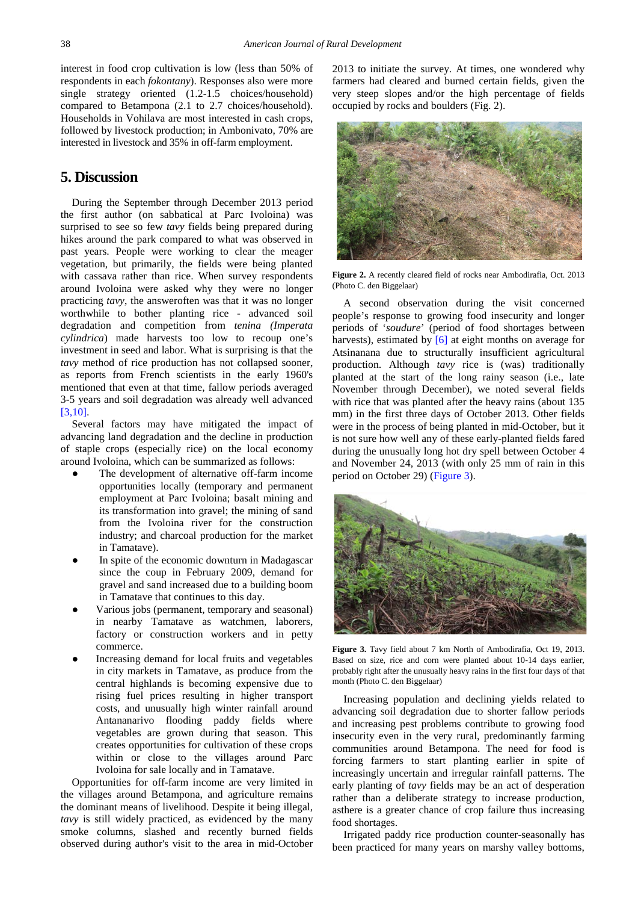interest in food crop cultivation is low (less than 50% of respondents in each *fokontany*). Responses also were more single strategy oriented (1.2-1.5 choices/household) compared to Betampona (2.1 to 2.7 choices/household). Households in Vohilava are most interested in cash crops, followed by livestock production; in Ambonivato, 70% are interested in livestock and 35% in off-farm employment.

## 5. Discussion

During the September through December 2013 period the first author (on sabbatical at Parc Ivoloina) was surprised to see so few *tavy* fields being prepared during hikes around the park compared to what was observed in past years. People were working to clear the meager vegetation, but primarily, the fields were being planted with cassava rather than rice. When survey respondents around Ivoloina were asked why they were no longer practicing *tavy*, the answeroften was that it was no longer worthwhile to bother planting rice - advanced soil degradation and competition from *tenina (Imperata cylindrica*) made harvests too low to recoup one's investment in seed and labor. What is surprising is that the *tavy* method of rice production has not collapsed sooner, as reports from French scientists in the early 1960's mentioned that even at that time, fallow periods averaged 3-5 years and soil degradation was already well advanced [3,10].

Several factors may have mitigated the impact of advancing land degradation and the decline in production of staple crops (especially rice) on the local economy around Ivoloina, which can be summarized as follows:

- The development of alternative off-farm income opportunities locally (temporary and permanent employment at Parc Ivoloina; basalt mining and its transformation into gravel; the mining of sand from the Ivoloina river for the construction industry; and charcoal production for the market in Tamatave).
- In spite of the economic downturn in Madagascar since the coup in February 2009, demand for gravel and sand increased due to a building boom in Tamatave that continues to this day.
- Various jobs (permanent, temporary and seasonal) in nearby Tamatave as watchmen, laborers, factory or construction workers and in petty commerce.
- Increasing demand for local fruits and vegetables in city markets in Tamatave, as produce from the central highlands is becoming expensive due to rising fuel prices resulting in higher transport costs, and unusually high winter rainfall around Antananarivo flooding paddy fields where vegetables are grown during that season. This creates opportunities for cultivation of these crops within or close to the villages around Parc Ivoloina for sale locally and in Tamatave.

Opportunities for off-farm income are very limited in the villages around Betampona, and agriculture remains the dominant means of livelihood. Despite it being illegal, *tavy* is still widely practiced, as evidenced by the many smoke columns, slashed and recently burned fields observed during author's visit to the area in mid-October 2013 to initiate the survey. At times, one wondered why farmers had cleared and burned certain fields, given the very steep slopes and/or the high percentage of fields occupied by rocks and boulders (Fig. 2).

**Figure 2.** A recently cleared field of rocks near Ambodirafia, Oct. 2013 (Photo C. den Biggelaar)

A second observation during the visit concerned people's response to growing food insecurity and longer periods of '*soudure*' (period of food shortages between harvests), estimated by [6] at eight months on average for Atsinanana due to structurally insufficient agricultural production. Although *tavy* rice is (was) traditionally planted at the start of the long rainy season (i.e., late November through December), we noted several fields with rice that was planted after the heavy rains (about 135 mm) in the first three days of October 2013. Other fields were in the process of being planted in mid-October, but it is not sure how well any of these early-planted fields fared during the unusually long hot dry spell between October 4 and November 24, 2013 (with only 25 mm of rain in this period on October 29) (Figure 3).

**Figure 3.** Tavy field about 7 km North of Ambodirafia, Oct 19, 2013. Based on size, rice and corn were planted about 10-14 days earlier, probably right after the unusually heavy rains in the first four days of that month (Photo C. den Biggelaar)

Increasing population and declining yields related to advancing soil degradation due to shorter fallow periods and increasing pest problems contribute to growing food insecurity even in the very rural, predominantly farming communities around Betampona. The need for food is forcing farmers to start planting earlier in spite of increasingly uncertain and irregular rainfall patterns. The early planting of *tavy* fields may be an act of desperation rather than a deliberate strategy to increase production, asthere is a greater chance of crop failure thus increasing food shortages.

Irrigated paddy rice production counter-seasonally has been practiced for many years on marshy valley bottoms,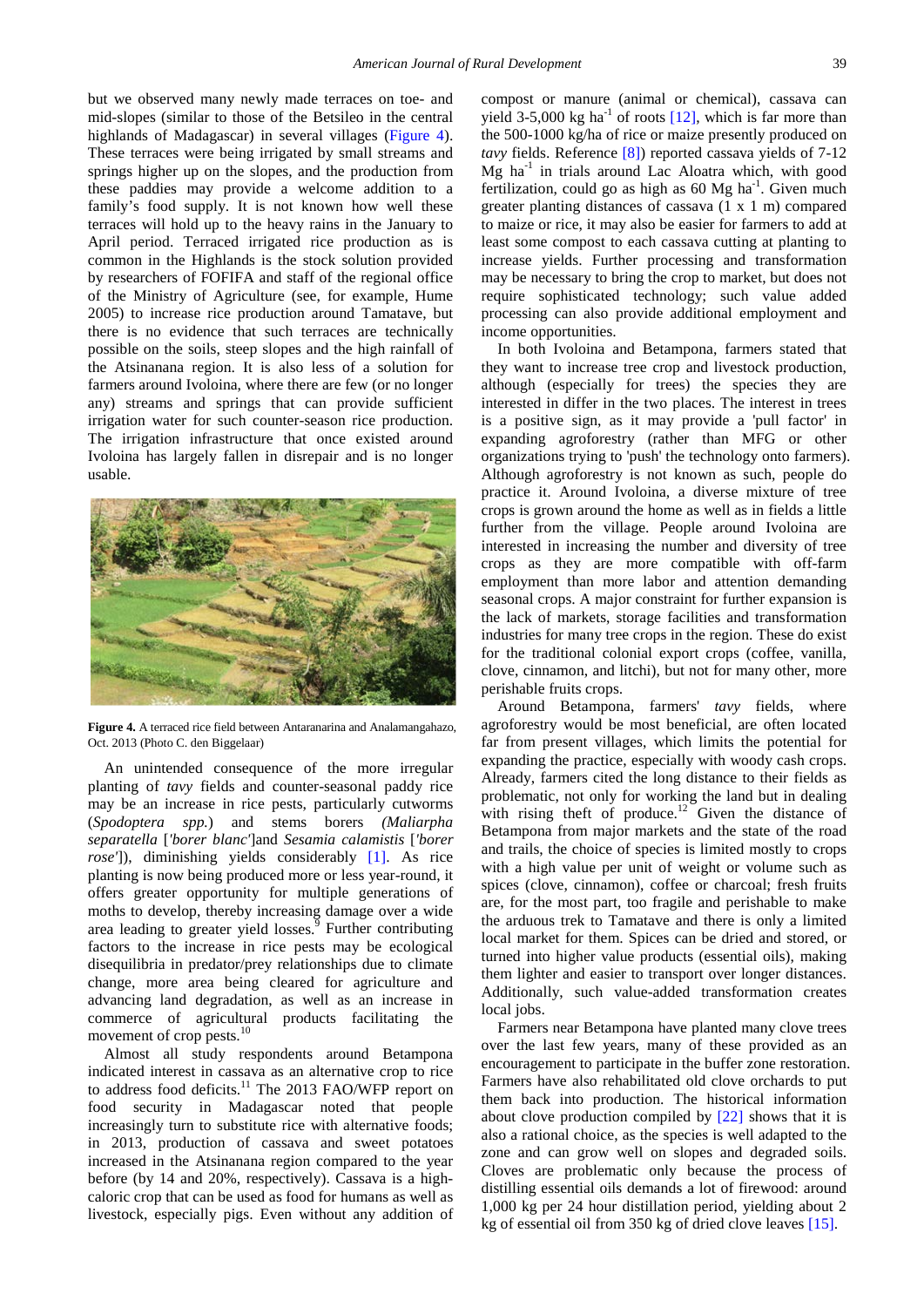but we observed many newly made terraces on toe- and mid-slopes (similar to those of the Betsileo in the central highlands of Madagascar) in several villages (Figure 4). These terraces were being irrigated by small streams and springs higher up on the slopes, and the production from these paddies may provide a welcome addition to a family's food supply. It is not known how well these terraces will hold up to the heavy rains in the January to April period. Terraced irrigated rice production as is common in the Highlands is the stock solution provided by researchers of FOFIFA and staff of the regional office of the Ministry of Agriculture (see, for example, Hume 2005) to increase rice production around Tamatave, but there is no evidence that such terraces are technically possible on the soils, steep slopes and the high rainfall of the Atsinanana region. It is also less of a solution for farmers around Ivoloina, where there are few (or no longer any) streams and springs that can provide sufficient irrigation water for such counter-season rice production. The irrigation infrastructure that once existed around Ivoloina has largely fallen in disrepair and is no longer usable.

**Figure 4.** A terraced rice field between Antaranarina and Analamangahazo, Oct. 2013 (Photo C. den Biggelaar)

An unintended consequence of the more irregular planting of *tavy* fields and counter-seasonal paddy rice may be an increase in rice pests, particularly cutworms (*Spodoptera spp.*) and stems borers *(Maliarpha separatella* [*'borer blanc'*]and *Sesamia calamistis* [*'borer rose'*]), diminishing yields considerably [1]. As rice planting is now being produced more or less year-round, it offers greater opportunity for multiple generations of moths to develop, thereby increasing damage over a wide area leading to greater yield losses.[9] Further contributing factors to the increase in rice pests may be ecological disequilibria in predator/prey relationships due to climate change, more area being cleared for agriculture and advancing land degradation, as well as an increase in commerce of agricultural products facilitating the movement of crop pests.[10]

Almost all study respondents around Betampona indicated interest in cassava as an alternative crop to rice to address food deficits.[11] The 2013 FAO/WFP report on food security in Madagascar noted that people increasingly turn to substitute rice with alternative foods; in 2013, production of cassava and sweet potatoes increased in the Atsinanana region compared to the year before (by 14 and 20%, respectively). Cassava is a high-caloric crop that can be used as food for humans as well as livestock, especially pigs. Even without any addition of compost or manure (animal or chemical), cassava can yield 3-5,000 kg $ha^{-1}$ of roots [12], which is far more than the 500-1000 kg/ha of rice or maize presently produced on *tavy* fields. Reference [8]) reported cassava yields of 7-12 Mg $ha^{-1}$ in trials around Lac Aloatra which, with good fertilization, could go as high as 60 Mg $ha^{-1}$. Given much greater planting distances of cassava (1 x 1 m) compared to maize or rice, it may also be easier for farmers to add at least some compost to each cassava cutting at planting to increase yields. Further processing and transformation may be necessary to bring the crop to market, but does not require sophisticated technology; such value added processing can also provide additional employment and income opportunities.

In both Ivoloina and Betampona, farmers stated that they want to increase tree crop and livestock production, although (especially for trees) the species they are interested in differ in the two places. The interest in trees is a positive sign, as it may provide a 'pull factor' in expanding agroforestry (rather than MFG or other organizations trying to 'push' the technology onto farmers). Although agroforestry is not known as such, people do practice it. Around Ivoloina, a diverse mixture of tree crops is grown around the home as well as in fields a little further from the village. People around Ivoloina are interested in increasing the number and diversity of tree crops as they are more compatible with off-farm employment than more labor and attention demanding seasonal crops. A major constraint for further expansion is the lack of markets, storage facilities and transformation industries for many tree crops in the region. These do exist for the traditional colonial export crops (coffee, vanilla, clove, cinnamon, and litchi), but not for many other, more perishable fruits crops.

Around Betampona, farmers' *tavy* fields, where agroforestry would be most beneficial, are often located far from present villages, which limits the potential for expanding the practice, especially with woody cash crops. Already, farmers cited the long distance to their fields as problematic, not only for working the land but in dealing with rising theft of produce.[12] Given the distance of Betampona from major markets and the state of the road and trails, the choice of species is limited mostly to crops with a high value per unit of weight or volume such as spices (clove, cinnamon), coffee or charcoal; fresh fruits are, for the most part, too fragile and perishable to make the arduous trek to Tamatave and there is only a limited local market for them. Spices can be dried and stored, or turned into higher value products (essential oils), making them lighter and easier to transport over longer distances. Additionally, such value-added transformation creates local jobs.

Farmers near Betampona have planted many clove trees over the last few years, many of these provided as an encouragement to participate in the buffer zone restoration. Farmers have also rehabilitated old clove orchards to put them back into production. The historical information about clove production compiled by [22] shows that it is also a rational choice, as the species is well adapted to the zone and can grow well on slopes and degraded soils. Cloves are problematic only because the process of distilling essential oils demands a lot of firewood: around 1,000 kg per 24 hour distillation period, yielding about 2 kg of essential oil from 350 kg of dried clove leaves [15].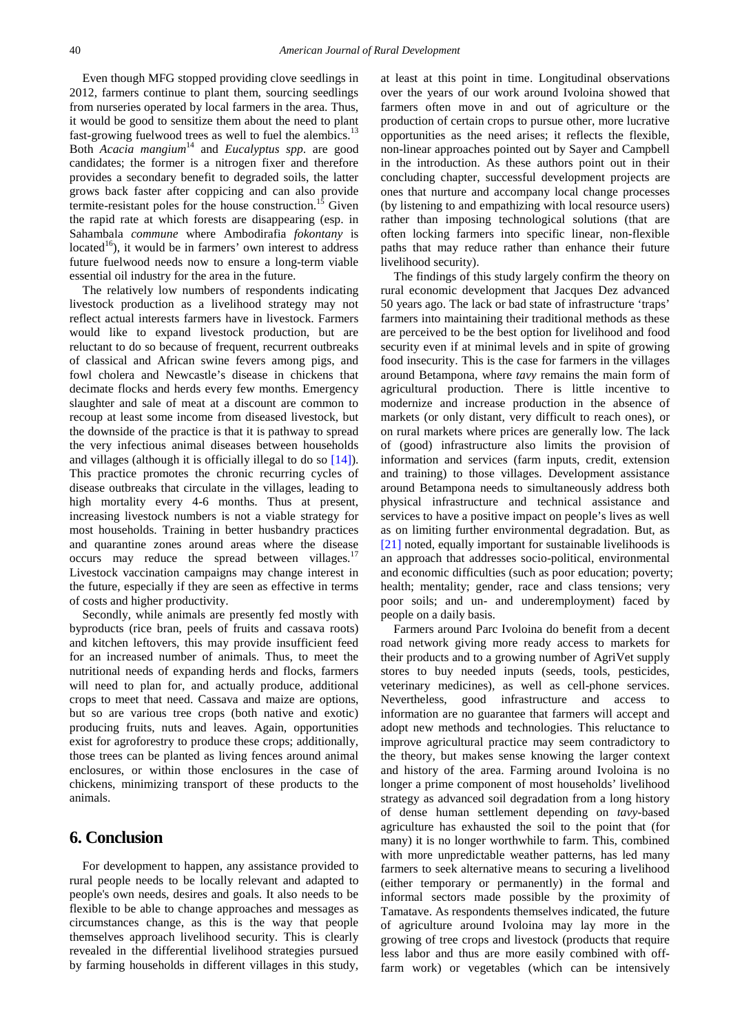Even though MFG stopped providing clove seedlings in 2012, farmers continue to plant them, sourcing seedlings from nurseries operated by local farmers in the area. Thus, it would be good to sensitize them about the need to plant fast-growing fuelwood trees as well to fuel the alembics.[13] Both *Acacia mangium*[14] and *Eucalyptus spp*. are good candidates; the former is a nitrogen fixer and therefore provides a secondary benefit to degraded soils, the latter grows back faster after coppicing and can also provide termite-resistant poles for the house construction.[15] Given the rapid rate at which forests are disappearing (esp. in Sahambala *commune* where Ambodirafia *fokontany* is located[16]), it would be in farmers' own interest to address future fuelwood needs now to ensure a long-term viable essential oil industry for the area in the future.

The relatively low numbers of respondents indicating livestock production as a livelihood strategy may not reflect actual interests farmers have in livestock. Farmers would like to expand livestock production, but are reluctant to do so because of frequent, recurrent outbreaks of classical and African swine fevers among pigs, and fowl cholera and Newcastle's disease in chickens that decimate flocks and herds every few months. Emergency slaughter and sale of meat at a discount are common to recoup at least some income from diseased livestock, but the downside of the practice is that it is pathway to spread the very infectious animal diseases between households and villages (although it is officially illegal to do so [14]). This practice promotes the chronic recurring cycles of disease outbreaks that circulate in the villages, leading to high mortality every 4-6 months. Thus at present, increasing livestock numbers is not a viable strategy for most households. Training in better husbandry practices and quarantine zones around areas where the disease occurs may reduce the spread between villages.[17] Livestock vaccination campaigns may change interest in the future, especially if they are seen as effective in terms of costs and higher productivity.

Secondly, while animals are presently fed mostly with byproducts (rice bran, peels of fruits and cassava roots) and kitchen leftovers, this may provide insufficient feed for an increased number of animals. Thus, to meet the nutritional needs of expanding herds and flocks, farmers will need to plan for, and actually produce, additional crops to meet that need. Cassava and maize are options, but so are various tree crops (both native and exotic) producing fruits, nuts and leaves. Again, opportunities exist for agroforestry to produce these crops; additionally, those trees can be planted as living fences around animal enclosures, or within those enclosures in the case of chickens, minimizing transport of these products to the animals.

## 6. Conclusion

For development to happen, any assistance provided to rural people needs to be locally relevant and adapted to people's own needs, desires and goals. It also needs to be flexible to be able to change approaches and messages as circumstances change, as this is the way that people themselves approach livelihood security. This is clearly revealed in the differential livelihood strategies pursued by farming households in different villages in this study, at least at this point in time. Longitudinal observations over the years of our work around Ivoloina showed that farmers often move in and out of agriculture or the production of certain crops to pursue other, more lucrative opportunities as the need arises; it reflects the flexible, non-linear approaches pointed out by Sayer and Campbell in the introduction. As these authors point out in their concluding chapter, successful development projects are ones that nurture and accompany local change processes (by listening to and empathizing with local resource users) rather than imposing technological solutions (that are often locking farmers into specific linear, non-flexible paths that may reduce rather than enhance their future livelihood security).

The findings of this study largely confirm the theory on rural economic development that Jacques Dez advanced 50 years ago. The lack or bad state of infrastructure 'traps' farmers into maintaining their traditional methods as these are perceived to be the best option for livelihood and food security even if at minimal levels and in spite of growing food insecurity. This is the case for farmers in the villages around Betampona, where *tavy* remains the main form of agricultural production. There is little incentive to modernize and increase production in the absence of markets (or only distant, very difficult to reach ones), or on rural markets where prices are generally low. The lack of (good) infrastructure also limits the provision of information and services (farm inputs, credit, extension and training) to those villages. Development assistance around Betampona needs to simultaneously address both physical infrastructure and technical assistance and services to have a positive impact on people's lives as well as on limiting further environmental degradation. But, as [21] noted, equally important for sustainable livelihoods is an approach that addresses socio-political, environmental and economic difficulties (such as poor education; poverty; health; mentality; gender, race and class tensions; very poor soils; and un- and underemployment) faced by people on a daily basis.

Farmers around Parc Ivoloina do benefit from a decent road network giving more ready access to markets for their products and to a growing number of AgriVet supply stores to buy needed inputs (seeds, tools, pesticides, veterinary medicines), as well as cell-phone services. Nevertheless, good infrastructure and access to information are no guarantee that farmers will accept and adopt new methods and technologies. This reluctance to improve agricultural practice may seem contradictory to the theory, but makes sense knowing the larger context and history of the area. Farming around Ivoloina is no longer a prime component of most households' livelihood strategy as advanced soil degradation from a long history of dense human settlement depending on *tavy*-based agriculture has exhausted the soil to the point that (for many) it is no longer worthwhile to farm. This, combined with more unpredictable weather patterns, has led many farmers to seek alternative means to securing a livelihood (either temporary or permanently) in the formal and informal sectors made possible by the proximity of Tamatave. As respondents themselves indicated, the future of agriculture around Ivoloina may lay more in the growing of tree crops and livestock (products that require less labor and thus are more easily combined with off-farm work) or vegetables (which can be intensively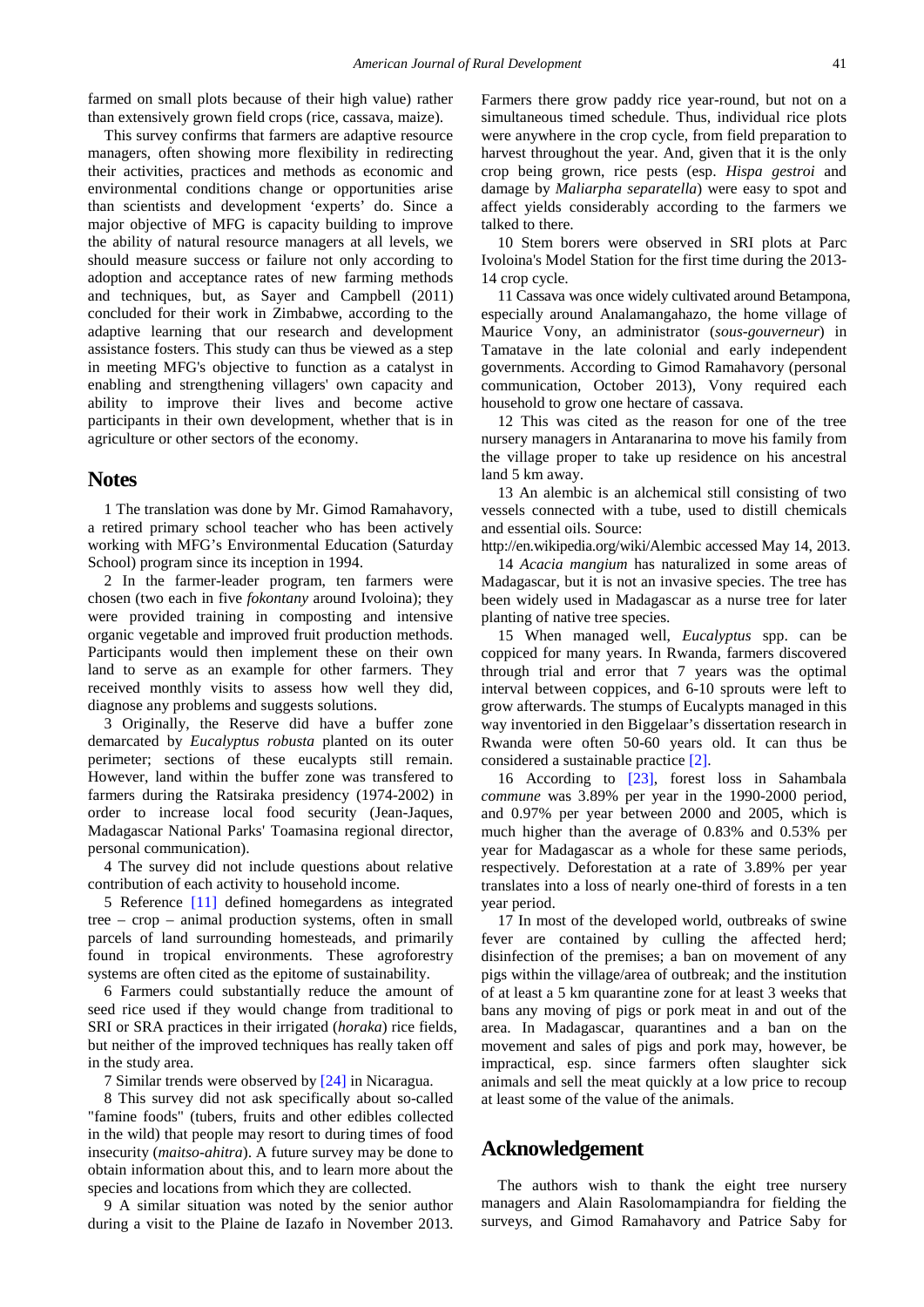farmed on small plots because of their high value) rather than extensively grown field crops (rice, cassava, maize).

This survey confirms that farmers are adaptive resource managers, often showing more flexibility in redirecting their activities, practices and methods as economic and environmental conditions change or opportunities arise than scientists and development 'experts' do. Since a major objective of MFG is capacity building to improve the ability of natural resource managers at all levels, we should measure success or failure not only according to adoption and acceptance rates of new farming methods and techniques, but, as Sayer and Campbell (2011) concluded for their work in Zimbabwe, according to the adaptive learning that our research and development assistance fosters. This study can thus be viewed as a step in meeting MFG's objective to function as a catalyst in enabling and strengthening villagers' own capacity and ability to improve their lives and become active participants in their own development, whether that is in agriculture or other sectors of the economy.

## Notes

1 The translation was done by Mr. Gimod Ramahavory, a retired primary school teacher who has been actively working with MFG's Environmental Education (Saturday School) program since its inception in 1994.

2 In the farmer-leader program, ten farmers were chosen (two each in five *fokontany* around Ivoloina); they were provided training in composting and intensive organic vegetable and improved fruit production methods. Participants would then implement these on their own land to serve as an example for other farmers. They received monthly visits to assess how well they did, diagnose any problems and suggests solutions.

3 Originally, the Reserve did have a buffer zone demarcated by *Eucalyptus robusta* planted on its outer perimeter; sections of these eucalypts still remain. However, land within the buffer zone was transfered to farmers during the Ratsiraka presidency (1974-2002) in order to increase local food security (Jean-Jaques, Madagascar National Parks' Toamasina regional director, personal communication).

4 The survey did not include questions about relative contribution of each activity to household income.

5 Reference [11] defined homegardens as integrated tree – crop – animal production systems, often in small parcels of land surrounding homesteads, and primarily found in tropical environments. These agroforestry systems are often cited as the epitome of sustainability.

6 Farmers could substantially reduce the amount of seed rice used if they would change from traditional to SRI or SRA practices in their irrigated (*horaka*) rice fields, but neither of the improved techniques has really taken off in the study area.

7 Similar trends were observed by [24] in Nicaragua.

8 This survey did not ask specifically about so-called "famine foods" (tubers, fruits and other edibles collected in the wild) that people may resort to during times of food insecurity (*maitso-ahitra*). A future survey may be done to obtain information about this, and to learn more about the species and locations from which they are collected.

9 A similar situation was noted by the senior author during a visit to the Plaine de Iazafo in November 2013. Farmers there grow paddy rice year-round, but not on a simultaneous timed schedule. Thus, individual rice plots were anywhere in the crop cycle, from field preparation to harvest throughout the year. And, given that it is the only crop being grown, rice pests (esp. *Hispa gestroi* and damage by *Maliarpha separatella*) were easy to spot and affect yields considerably according to the farmers we talked to there.

10 Stem borers were observed in SRI plots at Parc Ivoloina's Model Station for the first time during the 2013-14 crop cycle.

11 Cassava was once widely cultivated around Betampona, especially around Analamangahazo, the home village of Maurice Vony, an administrator (*sous-gouverneur*) in Tamatave in the late colonial and early independent governments. According to Gimod Ramahavory (personal communication, October 2013), Vony required each household to grow one hectare of cassava.

12 This was cited as the reason for one of the tree nursery managers in Antaranarina to move his family from the village proper to take up residence on his ancestral land 5 km away.

13 An alembic is an alchemical still consisting of two vessels connected with a tube, used to distill chemicals and essential oils. Source: http://en.wikipedia.org/wiki/Alembic accessed May 14, 2013.

14 *Acacia mangium* has naturalized in some areas of Madagascar, but it is not an invasive species. The tree has been widely used in Madagascar as a nurse tree for later planting of native tree species.

15 When managed well, *Eucalyptus* spp. can be coppiced for many years. In Rwanda, farmers discovered through trial and error that 7 years was the optimal interval between coppices, and 6-10 sprouts were left to grow afterwards. The stumps of Eucalypts managed in this way inventoried in den Biggelaar's dissertation research in Rwanda were often 50-60 years old. It can thus be considered a sustainable practice [2].

16 According to [23], forest loss in Sahambala *commune* was 3.89% per year in the 1990-2000 period, and 0.97% per year between 2000 and 2005, which is much higher than the average of 0.83% and 0.53% per year for Madagascar as a whole for these same periods, respectively. Deforestation at a rate of 3.89% per year translates into a loss of nearly one-third of forests in a ten year period.

17 In most of the developed world, outbreaks of swine fever are contained by culling the affected herd; disinfection of the premises; a ban on movement of any pigs within the village/area of outbreak; and the institution of at least a 5 km quarantine zone for at least 3 weeks that bans any moving of pigs or pork meat in and out of the area. In Madagascar, quarantines and a ban on the movement and sales of pigs and pork may, however, be impractical, esp. since farmers often slaughter sick animals and sell the meat quickly at a low price to recoup at least some of the value of the animals.

## Acknowledgement

The authors wish to thank the eight tree nursery managers and Alain Rasolomampiandra for fielding the surveys, and Gimod Ramahavory and Patrice Saby for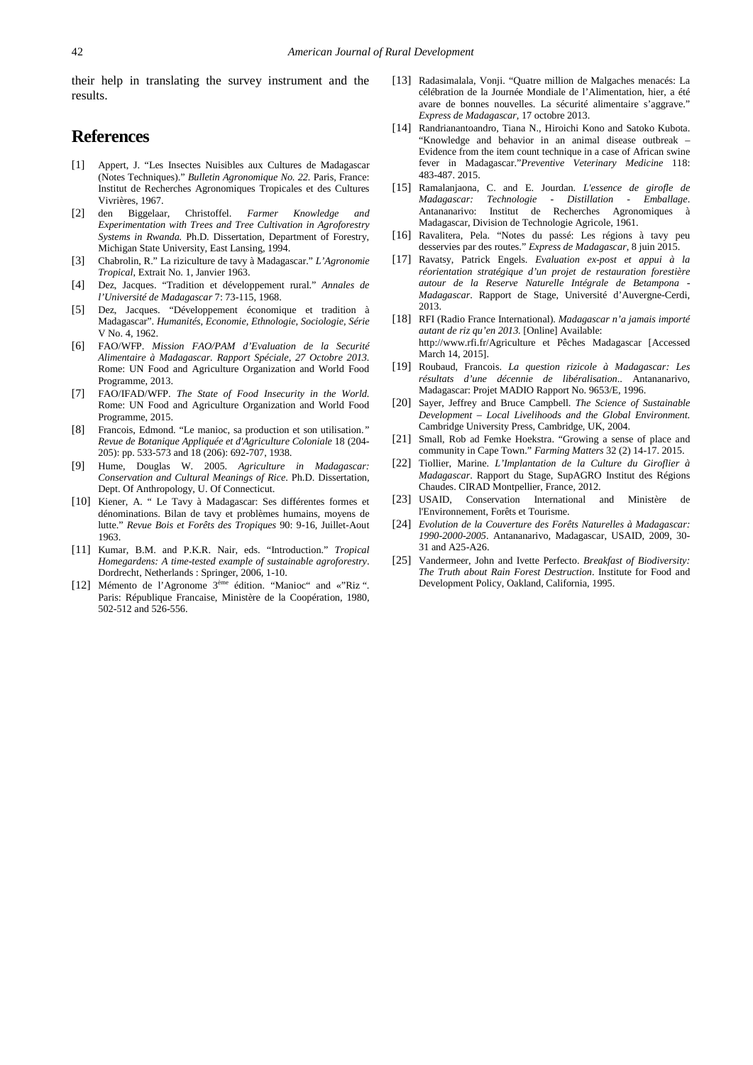their help in translating the survey instrument and the results.

# References

[1] Appert, J. "Les Insectes Nuisibles aux Cultures de Madagascar (Notes Techniques)." *Bulletin Agronomique No. 22.* Paris, France: Institut de Recherches Agronomiques Tropicales et des Cultures Vivrières, 1967.

[2] den Biggelaar, Christoffel. *Farmer Knowledge and Experimentation with Trees and Tree Cultivation in Agroforestry Systems in Rwanda.* Ph.D. Dissertation, Department of Forestry, Michigan State University, East Lansing, 1994.

[3] Chabrolin, R." La riziculture de tavy à Madagascar." *L'Agronomie Tropical*, Extrait No. 1, Janvier 1963.

[4] Dez, Jacques. "Tradition et développement rural." *Annales de l'Université de Madagascar* 7: 73-115, 1968.

[5] Dez, Jacques. "Développement économique et tradition à Madagascar". *Humanités, Economie, Ethnologie, Sociologie, Série* V No. 4, 1962.

[6] FAO/WFP. *Mission FAO/PAM d'Evaluation de la Securité Alimentaire à Madagascar. Rapport Spéciale, 27 Octobre 2013*. Rome: UN Food and Agriculture Organization and World Food Programme, 2013.

[7] FAO/IFAD/WFP. *The State of Food Insecurity in the World.* Rome: UN Food and Agriculture Organization and World Food Programme, 2015.

[8] Francois, Edmond. "Le manioc, sa production et son utilisation." *Revue de Botanique Appliquée et d'Agriculture Coloniale* 18 (204-205): pp. 533-573 and 18 (206): 692-707, 1938.

[9] Hume, Douglas W. 2005. *Agriculture in Madagascar: Conservation and Cultural Meanings of Rice.* Ph.D. Dissertation, Dept. Of Anthropology, U. Of Connecticut.

[10] Kiener, A. " Le Tavy à Madagascar: Ses différentes formes et dénominations. Bilan de tavy et problèmes humains, moyens de lutte." *Revue Bois et Forêts des Tropiques* 90: 9-16, Juillet-Aout 1963.

[11] Kumar, B.M. and P.K.R. Nair, eds. "Introduction." *Tropical Homegardens: A time-tested example of sustainable agroforestry*. Dordrecht, Netherlands : Springer, 2006, 1-10.

[12] Mémento de l'Agronome 3ème édition. "Manioc" and «"Riz ". Paris: République Francaise, Ministère de la Coopération, 1980, 502-512 and 526-556.

[13] Radasimalala, Vonji. "Quatre million de Malgaches menacés: La célébration de la Journée Mondiale de l'Alimentation, hier, a été avare de bonnes nouvelles. La sécurité alimentaire s'aggrave." *Express de Madagascar,* 17 octobre 2013.

[14] Randrianantoandro, Tiana N., Hiroichi Kono and Satoko Kubota. "Knowledge and behavior in an animal disease outbreak – Evidence from the item count technique in a case of African swine fever in Madagascar."*Preventive Veterinary Medicine* 118: 483-487. 2015.

[15] Ramalanjaona, C. and E. Jourdan. *L'essence de girofle de Madagascar: Technologie - Distillation - Emballage*. Antananarivo: Institut de Recherches Agronomiques à Madagascar, Division de Technologie Agricole, 1961.

[16] Ravalitera, Pela. "Notes du passé: Les régions à tavy peu desservies par des routes." *Express de Madagascar,* 8 juin 2015.

[17] Ravatsy, Patrick Engels. *Evaluation ex-post et appui à la réorientation stratégique d'un projet de restauration forestière autour de la Reserve Naturelle Intégrale de Betampona - Madagascar*. Rapport de Stage, Université d'Auvergne-Cerdi, 2013.

[18] RFI (Radio France International). *Madagascar n'a jamais importé autant de riz qu'en 2013.* [Online] Available: http://www.rfi.fr/Agriculture et Pêches Madagascar [Accessed March 14, 2015].

[19] Roubaud, Francois. *La question rizicole à Madagascar: Les résultats d'une décennie de libéralisation..* Antananarivo, Madagascar: Projet MADIO Rapport No. 9653/E, 1996.

[20] Sayer, Jeffrey and Bruce Campbell. *The Science of Sustainable Development – Local Livelihoods and the Global Environment.* Cambridge University Press, Cambridge, UK, 2004.

[21] Small, Rob ad Femke Hoekstra. "Growing a sense of place and community in Cape Town." *Farming Matters* 32 (2) 14-17. 2015.

[22] Tiollier, Marine. *L'Implantation de la Culture du Giroflier à Madagascar*. Rapport du Stage, SupAGRO Institut des Régions Chaudes. CIRAD Montpellier, France, 2012.

[23] USAID, Conservation International and Ministère de l'Environnement, Forêts et Tourisme.

[24] *Evolution de la Couverture des Forêts Naturelles à Madagascar: 1990-2000-2005*. Antananarivo, Madagascar, USAID, 2009, 30-31 and A25-A26.

[25] Vandermeer, John and Ivette Perfecto. *Breakfast of Biodiversity: The Truth about Rain Forest Destruction*. Institute for Food and Development Policy, Oakland, California, 1995.